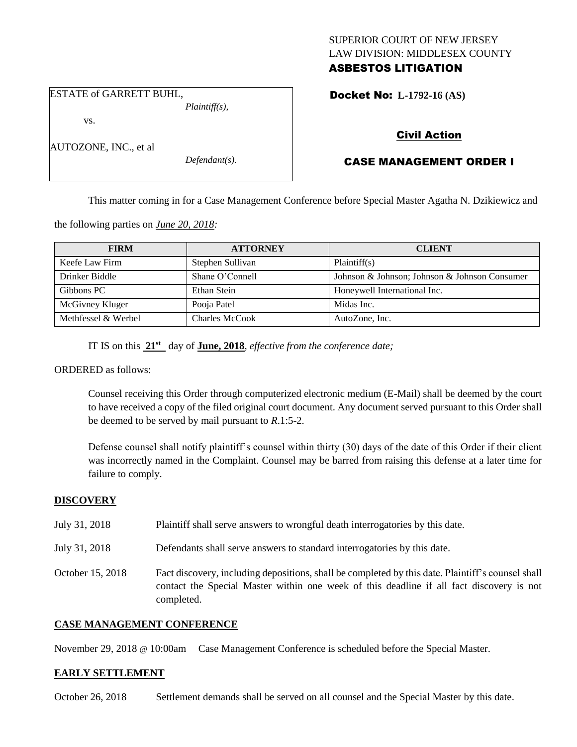SUPERIOR COURT OF NEW JERSEY
LAW DIVISION: MIDDLESEX COUNTY
**ASBESTOS LITIGATION**

ESTATE of GARRETT BUHL,
*Plaintiff(s),*

vs.

AUTOZONE, INC., et al
*Defendant(s).*

**Docket No: L-1792-16 (AS)**

**Civil Action**

**CASE MANAGEMENT ORDER I**

This matter coming in for a Case Management Conference before Special Master Agatha N. Dzikiewicz and the following parties on *June 20, 2018:*

| FIRM | ATTORNEY | CLIENT |
|---|---|---|
| Keefe Law Firm | Stephen Sullivan | Plaintiff(s) |
| Drinker Biddle | Shane O'Connell | Johnson & Johnson; Johnson & Johnson Consumer |
| Gibbons PC | Ethan Stein | Honeywell International Inc. |
| McGivney Kluger | Pooja Patel | Midas Inc. |
| Methfessel & Werbel | Charles McCook | AutoZone, Inc. |

IT IS on this **21st** day of **June, 2018**, *effective from the conference date;*

ORDERED as follows:

Counsel receiving this Order through computerized electronic medium (E-Mail) shall be deemed by the court to have received a copy of the filed original court document. Any document served pursuant to this Order shall be deemed to be served by mail pursuant to *R*.1:5-2.

Defense counsel shall notify plaintiff's counsel within thirty (30) days of the date of this Order if their client was incorrectly named in the Complaint. Counsel may be barred from raising this defense at a later time for failure to comply.

## DISCOVERY

July 31, 2018 Plaintiff shall serve answers to wrongful death interrogatories by this date.

July 31, 2018 Defendants shall serve answers to standard interrogatories by this date.

October 15, 2018 Fact discovery, including depositions, shall be completed by this date. Plaintiff's counsel shall contact the Special Master within one week of this deadline if all fact discovery is not completed.

## CASE MANAGEMENT CONFERENCE

November 29, 2018 @ 10:00am Case Management Conference is scheduled before the Special Master.

## EARLY SETTLEMENT

October 26, 2018 Settlement demands shall be served on all counsel and the Special Master by this date.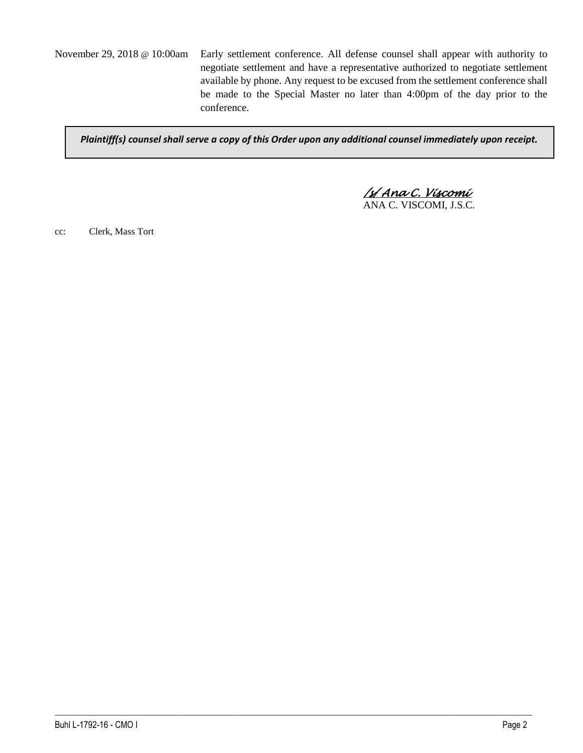November 29, 2018 @ 10:00am Early settlement conference. All defense counsel shall appear with authority to negotiate settlement and have a representative authorized to negotiate settlement available by phone. Any request to be excused from the settlement conference shall be made to the Special Master no later than 4:00pm of the day prior to the conference.

***Plaintiff(s) counsel shall serve a copy of this Order upon any additional counsel immediately upon receipt.***

/s/ Ana C. Viscomi
ANA C. VISCOMI, J.S.C.

cc: Clerk, Mass Tort